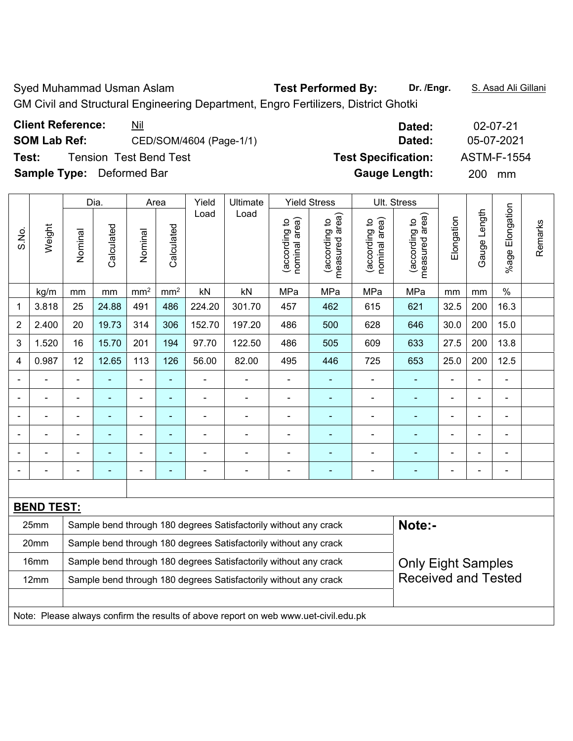Syed Muhammad Usman Aslam **Test Performed By:** **Dr. /Engr.** S. Asad Ali Gillani

GM Civil and Structural Engineering Department, Engro Fertilizers, District Ghotki

**Client Reference:** Nil **Dated:** 02-07-21

**SOM Lab Ref:** CED/SOM/4604 (Page-1/1) **Dated:** 05-07-2021

**Test:** Tension Test Bend Test **Test Specification:** ASTM-F-1554

**Sample Type:** Deformed Bar **Gauge Length:** 200 mm

| S.No. | Weight | Dia. | | Area | | Yield Load | Ultimate Load | Yield Stress | | Ult. Stress | | Elongation | Gauge Length | %age Elongation | Remarks |
|---|---|---|---|---|---|---|---|---|---|---|---|---|---|---|---|
| | | Nominal | Calculated | Nominal | Calculated | | | (according to nominal area) | (according to measured area) | (according to nominal area) | (according to measured area) | | | | |
| | kg/m | mm | mm | mm² | mm² | kN | kN | MPa | MPa | MPa | MPa | mm | mm | % | |
| 1 | 3.818 | 25 | 24.88 | 491 | 486 | 224.20 | 301.70 | 457 | 462 | 615 | 621 | 32.5 | 200 | 16.3 | |
| 2 | 2.400 | 20 | 19.73 | 314 | 306 | 152.70 | 197.20 | 486 | 500 | 628 | 646 | 30.0 | 200 | 15.0 | |
| 3 | 1.520 | 16 | 15.70 | 201 | 194 | 97.70 | 122.50 | 486 | 505 | 609 | 633 | 27.5 | 200 | 13.8 | |
| 4 | 0.987 | 12 | 12.65 | 113 | 126 | 56.00 | 82.00 | 495 | 446 | 725 | 653 | 25.0 | 200 | 12.5 | |
| - | - | - | - | - | - | - | - | - | - | - | - | - | - | - | |
| - | - | - | - | - | - | - | - | - | - | - | - | - | - | - | |
| - | - | - | - | - | - | - | - | - | - | - | - | - | - | - | |
| - | - | - | - | - | - | - | - | - | - | - | - | - | - | - | |
| - | - | - | - | - | - | - | - | - | - | - | - | - | - | - | |
| - | - | - | - | - | - | - | - | - | - | - | - | - | - | - | |

**BEND TEST:**

| Size | Result |
|---|---|
| 25mm | Sample bend through 180 degrees Satisfactorily without any crack |
| 20mm | Sample bend through 180 degrees Satisfactorily without any crack |
| 16mm | Sample bend through 180 degrees Satisfactorily without any crack |
| 12mm | Sample bend through 180 degrees Satisfactorily without any crack |

**Note:-**

Only Eight Samples Received and Tested

Note: Please always confirm the results of above report on web www.uet-civil.edu.pk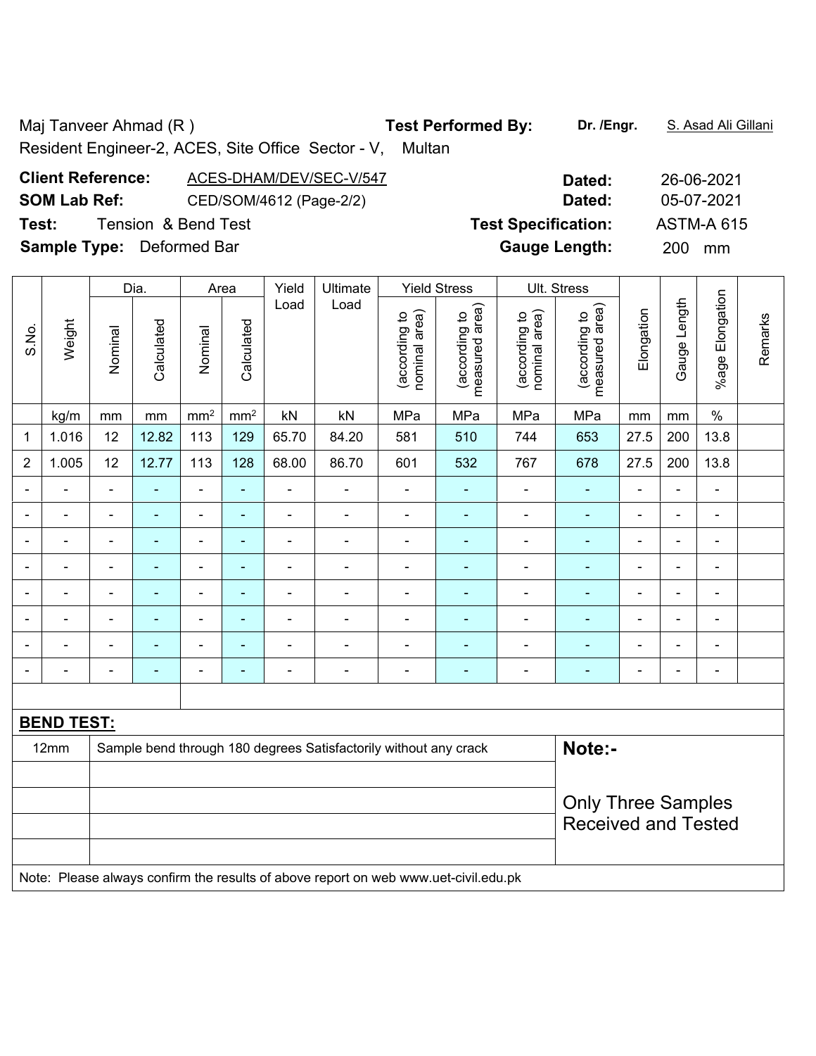Maj Tanveer Ahmad (R )

Resident Engineer-2, ACES, Site Office Sector - V, Multan

**Test Performed By:** **Dr. /Engr.** S. Asad Ali Gillani

**Client Reference:** ACES-DHAM/DEV/SEC-V/547 **Dated:** 26-06-2021

**SOM Lab Ref:** CED/SOM/4612 (Page-2/2) **Dated:** 05-07-2021

**Test:** Tension & Bend Test **Test Specification:** ASTM-A 615

**Sample Type:** Deformed Bar **Gauge Length:** 200 mm

| S.No. | Weight | Dia. | | Area | | Yield Load | Ultimate Load | Yield Stress | | Ult. Stress | | Elongation | Gauge Length | %age Elongation | Remarks |
|---|---|---|---|---|---|---|---|---|---|---|---|---|---|---|---|
| | | Nominal | Calculated | Nominal | Calculated | | | (according to nominal area) | (according to measured area) | (according to nominal area) | (according to measured area) | | | | |
| | kg/m | mm | mm | mm² | mm² | kN | kN | MPa | MPa | MPa | MPa | mm | mm | % | |
| 1 | 1.016 | 12 | 12.82 | 113 | 129 | 65.70 | 84.20 | 581 | 510 | 744 | 653 | 27.5 | 200 | 13.8 | |
| 2 | 1.005 | 12 | 12.77 | 113 | 128 | 68.00 | 86.70 | 601 | 532 | 767 | 678 | 27.5 | 200 | 13.8 | |
| - | - | - | - | - | - | - | - | - | - | - | - | - | - | - | |
| - | - | - | - | - | - | - | - | - | - | - | - | - | - | - | |
| - | - | - | - | - | - | - | - | - | - | - | - | - | - | - | |
| - | - | - | - | - | - | - | - | - | - | - | - | - | - | - | |
| - | - | - | - | - | - | - | - | - | - | - | - | - | - | - | |
| - | - | - | - | - | - | - | - | - | - | - | - | - | - | - | |
| - | - | - | - | - | - | - | - | - | - | - | - | - | - | - | |
| - | - | - | - | - | - | - | - | - | - | - | - | - | - | - | |

**BEND TEST:**

| | |
|---|---|
| 12mm | Sample bend through 180 degrees Satisfactorily without any crack |

**Note:-**

Only Three Samples Received and Tested

Note: Please always confirm the results of above report on web www.uet-civil.edu.pk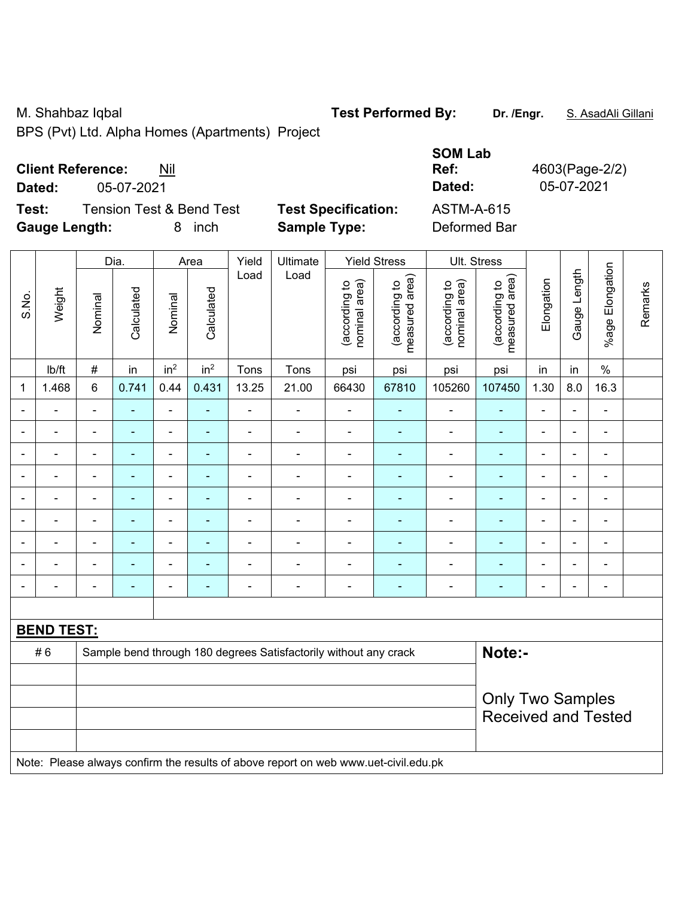M. Shahbaz Iqbal

BPS (Pvt) Ltd. Alpha Homes (Apartments) Project

**Test Performed By:** **Dr. /Engr.** S. AsadAli Gillani

**Client Reference:** Nil

**Dated:** 05-07-2021

**SOM Lab Ref:** 4603(Page-2/2)

**Dated:** 05-07-2021

**Test:** Tension Test & Bend Test

**Gauge Length:** 8 inch

**Test Specification:** ASTM-A-615

**Sample Type:** Deformed Bar

| S.No. | Weight | Dia. | | Area | | Yield Load | Ultimate Load | Yield Stress | | Ult. Stress | | Elongation | Gauge Length | %age Elongation | Remarks |
|---|---|---|---|---|---|---|---|---|---|---|---|---|---|---|---|
| | | Nominal | Calculated | Nominal | Calculated | | | (according to nominal area) | (according to measured area) | (according to nominal area) | (according to measured area) | | | | |
| | lb/ft | # | in | in² | in² | Tons | Tons | psi | psi | psi | psi | in | in | % | |
| 1 | 1.468 | 6 | 0.741 | 0.44 | 0.431 | 13.25 | 21.00 | 66430 | 67810 | 105260 | 107450 | 1.30 | 8.0 | 16.3 | |
| - | - | - | - | - | - | - | - | - | - | - | - | - | - | - | |
| - | - | - | - | - | - | - | - | - | - | - | - | - | - | - | |
| - | - | - | - | - | - | - | - | - | - | - | - | - | - | - | |
| - | - | - | - | - | - | - | - | - | - | - | - | - | - | - | |
| - | - | - | - | - | - | - | - | - | - | - | - | - | - | - | |
| - | - | - | - | - | - | - | - | - | - | - | - | - | - | - | |
| - | - | - | - | - | - | - | - | - | - | - | - | - | - | - | |
| - | - | - | - | - | - | - | - | - | - | - | - | - | - | - | |
| - | - | - | - | - | - | - | - | - | - | - | - | - | - | - | |

**BEND TEST:**

| | | |
|---|---|---|
| # 6 | Sample bend through 180 degrees Satisfactorily without any crack | **Note:-** |
| | | Only Two Samples Received and Tested |

Note: Please always confirm the results of above report on web www.uet-civil.edu.pk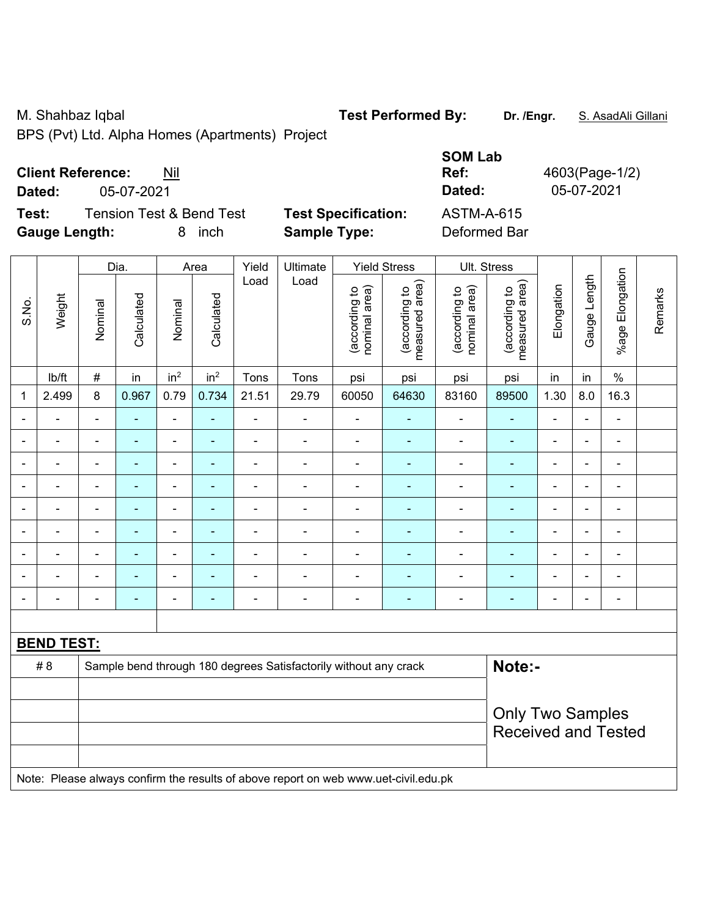M. Shahbaz Iqbal **Test Performed By:** **Dr. /Engr.** S. AsadAli Gillani

BPS (Pvt) Ltd. Alpha Homes (Apartments) Project

**SOM Lab**

**Client Reference:** Nil **Ref:** 4603(Page-1/2)

**Dated:** 05-07-2021 **Dated:** 05-07-2021

**Test:** Tension Test & Bend Test **Test Specification:** ASTM-A-615

**Gauge Length:** 8 inch **Sample Type:** Deformed Bar

| S.No. | Weight | Dia. | | Area | | Yield Load | Ultimate Load | Yield Stress | | Ult. Stress | | Elongation | Gauge Length | %age Elongation | Remarks |
|---|---|---|---|---|---|---|---|---|---|---|---|---|---|---|---|
| | | Nominal | Calculated | Nominal | Calculated | | | (according to nominal area) | (according to measured area) | (according to nominal area) | (according to measured area) | | | | |
| | lb/ft | # | in | $in^2$ | $in^2$ | Tons | Tons | psi | psi | psi | psi | in | in | % | |
| 1 | 2.499 | 8 | 0.967 | 0.79 | 0.734 | 21.51 | 29.79 | 60050 | 64630 | 83160 | 89500 | 1.30 | 8.0 | 16.3 | |
| - | - | - | - | - | - | - | - | - | - | - | - | - | - | - | |
| - | - | - | - | - | - | - | - | - | - | - | - | - | - | - | |
| - | - | - | - | - | - | - | - | - | - | - | - | - | - | - | |
| - | - | - | - | - | - | - | - | - | - | - | - | - | - | - | |
| - | - | - | - | - | - | - | - | - | - | - | - | - | - | - | |
| - | - | - | - | - | - | - | - | - | - | - | - | - | - | - | |
| - | - | - | - | - | - | - | - | - | - | - | - | - | - | - | |
| - | - | - | - | - | - | - | - | - | - | - | - | - | - | - | |
| - | - | - | - | - | - | - | - | - | - | - | - | - | - | - | |

**BEND TEST:**

| | | |
|---|---|---|
| # 8 | Sample bend through 180 degrees Satisfactorily without any crack | **Note:-** |
| | | |
| | | Only Two Samples Received and Tested |
| | | |
| | | |

Note: Please always confirm the results of above report on web www.uet-civil.edu.pk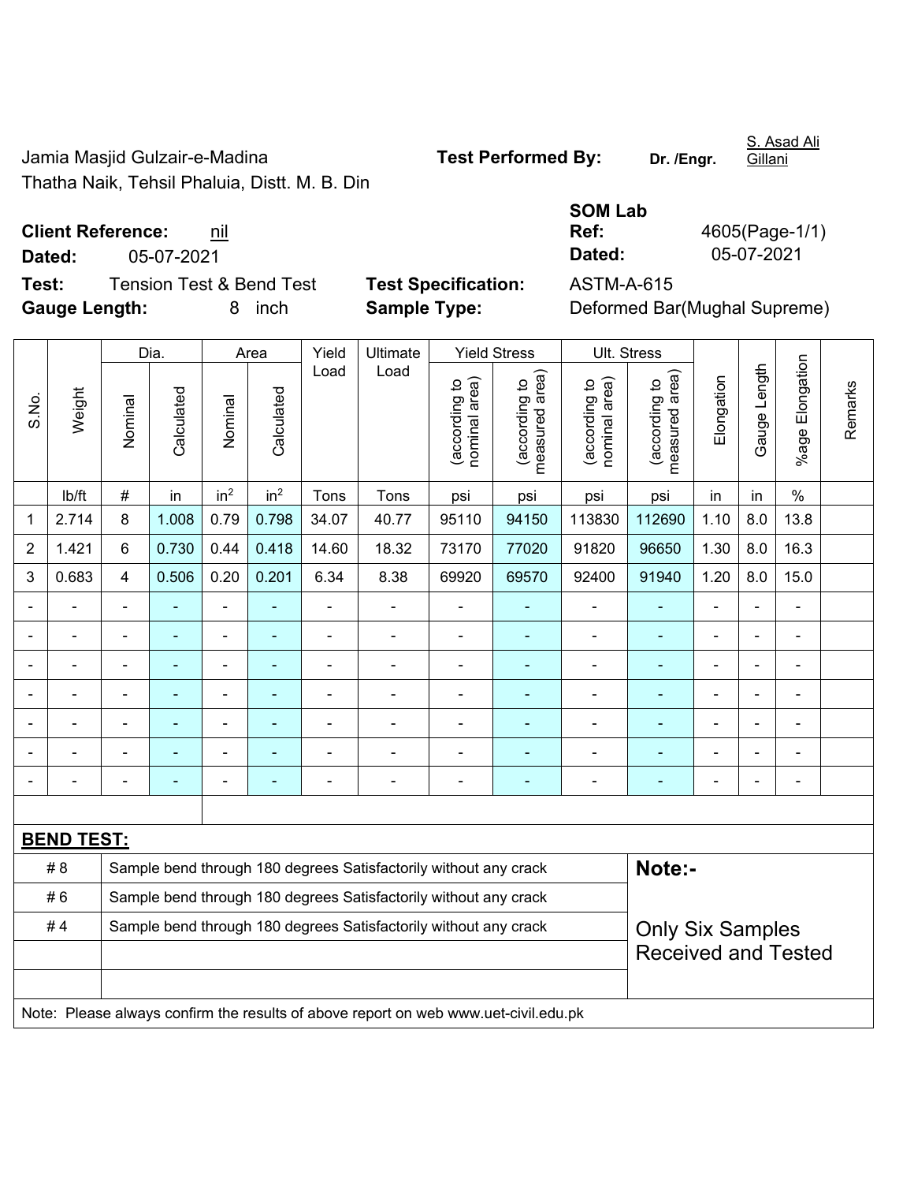Jamia Masjid Gulzair-e-Madina
Thatha Naik, Tehsil Phaluia, Distt. M. B. Din

**Test Performed By:** Dr. /Engr. S. Asad Ali Gillani

**Client Reference:** nil
**Dated:** 05-07-2021

**SOM Lab Ref:** 4605(Page-1/1)
**Dated:** 05-07-2021

**Test:** Tension Test & Bend Test
**Gauge Length:** 8 inch

**Test Specification:** ASTM-A-615
**Sample Type:** Deformed Bar(Mughal Supreme)

| S.No. | Weight | Dia. | | Area | | Yield Load | Ultimate Load | Yield Stress | | Ult. Stress | | Elongation | Gauge Length | %age Elongation | Remarks |
|---|---|---|---|---|---|---|---|---|---|---|---|---|---|---|---|
| | | Nominal | Calculated | Nominal | Calculated | | | (according to nominal area) | (according to measured area) | (according to nominal area) | (according to measured area) | | | | |
| | lb/ft | # | in | $in^2$ | $in^2$ | Tons | Tons | psi | psi | psi | psi | in | in | % | |
| 1 | 2.714 | 8 | 1.008 | 0.79 | 0.798 | 34.07 | 40.77 | 95110 | 94150 | 113830 | 112690 | 1.10 | 8.0 | 13.8 | |
| 2 | 1.421 | 6 | 0.730 | 0.44 | 0.418 | 14.60 | 18.32 | 73170 | 77020 | 91820 | 96650 | 1.30 | 8.0 | 16.3 | |
| 3 | 0.683 | 4 | 0.506 | 0.20 | 0.201 | 6.34 | 8.38 | 69920 | 69570 | 92400 | 91940 | 1.20 | 8.0 | 15.0 | |
| - | - | - | - | - | - | - | - | - | - | - | - | - | - | - | |
| - | - | - | - | - | - | - | - | - | - | - | - | - | - | - | |
| - | - | - | - | - | - | - | - | - | - | - | - | - | - | - | |
| - | - | - | - | - | - | - | - | - | - | - | - | - | - | - | |
| - | - | - | - | - | - | - | - | - | - | - | - | - | - | - | |
| - | - | - | - | - | - | - | - | - | - | - | - | - | - | - | |
| - | - | - | - | - | - | - | - | - | - | - | - | - | - | - | |

**BEND TEST:**

| | | |
|---|---|---|
| # 8 | Sample bend through 180 degrees Satisfactorily without any crack | **Note:-** |
| # 6 | Sample bend through 180 degrees Satisfactorily without any crack | |
| # 4 | Sample bend through 180 degrees Satisfactorily without any crack | Only Six Samples Received and Tested |

Note: Please always confirm the results of above report on web www.uet-civil.edu.pk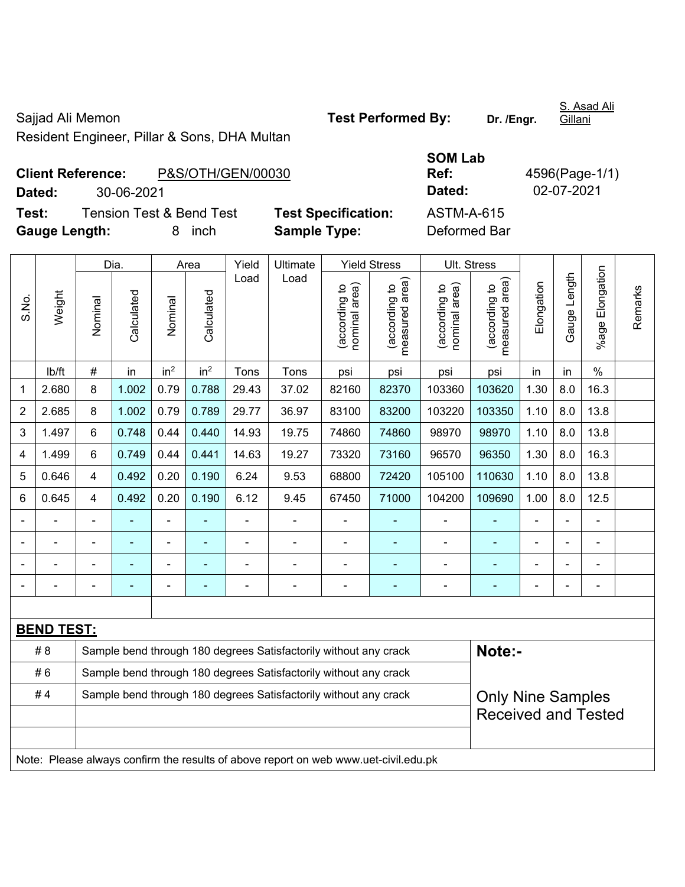Sajjad Ali Memon
Resident Engineer, Pillar & Sons, DHA Multan

**Test Performed By:** Dr. /Engr. S. Asad Ali Gillani

**Client Reference:** P&S/OTH/GEN/00030

**Dated:** 30-06-2021

**SOM Lab Ref:** 4596(Page-1/1)

**Dated:** 02-07-2021

**Test:** Tension Test & Bend Test

**Test Specification:** ASTM-A-615

**Gauge Length:** 8 inch

**Sample Type:** Deformed Bar

| S.No. | Weight | Dia. | | Area | | Yield Load | Ultimate Load | Yield Stress | | Ult. Stress | | Elongation | Gauge Length | %age Elongation | Remarks |
|---|---|---|---|---|---|---|---|---|---|---|---|---|---|---|---|
| | | Nominal | Calculated | Nominal | Calculated | | | (according to nominal area) | (according to measured area) | (according to nominal area) | (according to measured area) | | | | |
| | lb/ft | # | in | in$^2$ | in$^2$ | Tons | Tons | psi | psi | psi | psi | in | in | % | |
| 1 | 2.680 | 8 | 1.002 | 0.79 | 0.788 | 29.43 | 37.02 | 82160 | 82370 | 103360 | 103620 | 1.30 | 8.0 | 16.3 | |
| 2 | 2.685 | 8 | 1.002 | 0.79 | 0.789 | 29.77 | 36.97 | 83100 | 83200 | 103220 | 103350 | 1.10 | 8.0 | 13.8 | |
| 3 | 1.497 | 6 | 0.748 | 0.44 | 0.440 | 14.93 | 19.75 | 74860 | 74860 | 98970 | 98970 | 1.10 | 8.0 | 13.8 | |
| 4 | 1.499 | 6 | 0.749 | 0.44 | 0.441 | 14.63 | 19.27 | 73320 | 73160 | 96570 | 96350 | 1.30 | 8.0 | 16.3 | |
| 5 | 0.646 | 4 | 0.492 | 0.20 | 0.190 | 6.24 | 9.53 | 68800 | 72420 | 105100 | 110630 | 1.10 | 8.0 | 13.8 | |
| 6 | 0.645 | 4 | 0.492 | 0.20 | 0.190 | 6.12 | 9.45 | 67450 | 71000 | 104200 | 109690 | 1.00 | 8.0 | 12.5 | |
| - | - | - | - | - | - | - | - | - | - | - | - | - | - | - | |
| - | - | - | - | - | - | - | - | - | - | - | - | - | - | - | |
| - | - | - | - | - | - | - | - | - | - | - | - | - | - | - | |
| - | - | - | - | - | - | - | - | - | - | - | - | - | - | - | |

**BEND TEST:**

| | | |
|---|---|---|
| # 8 | Sample bend through 180 degrees Satisfactorily without any crack | **Note:-** |
| # 6 | Sample bend through 180 degrees Satisfactorily without any crack | |
| # 4 | Sample bend through 180 degrees Satisfactorily without any crack | Only Nine Samples Received and Tested |
| | | |
| | | |

Note: Please always confirm the results of above report on web www.uet-civil.edu.pk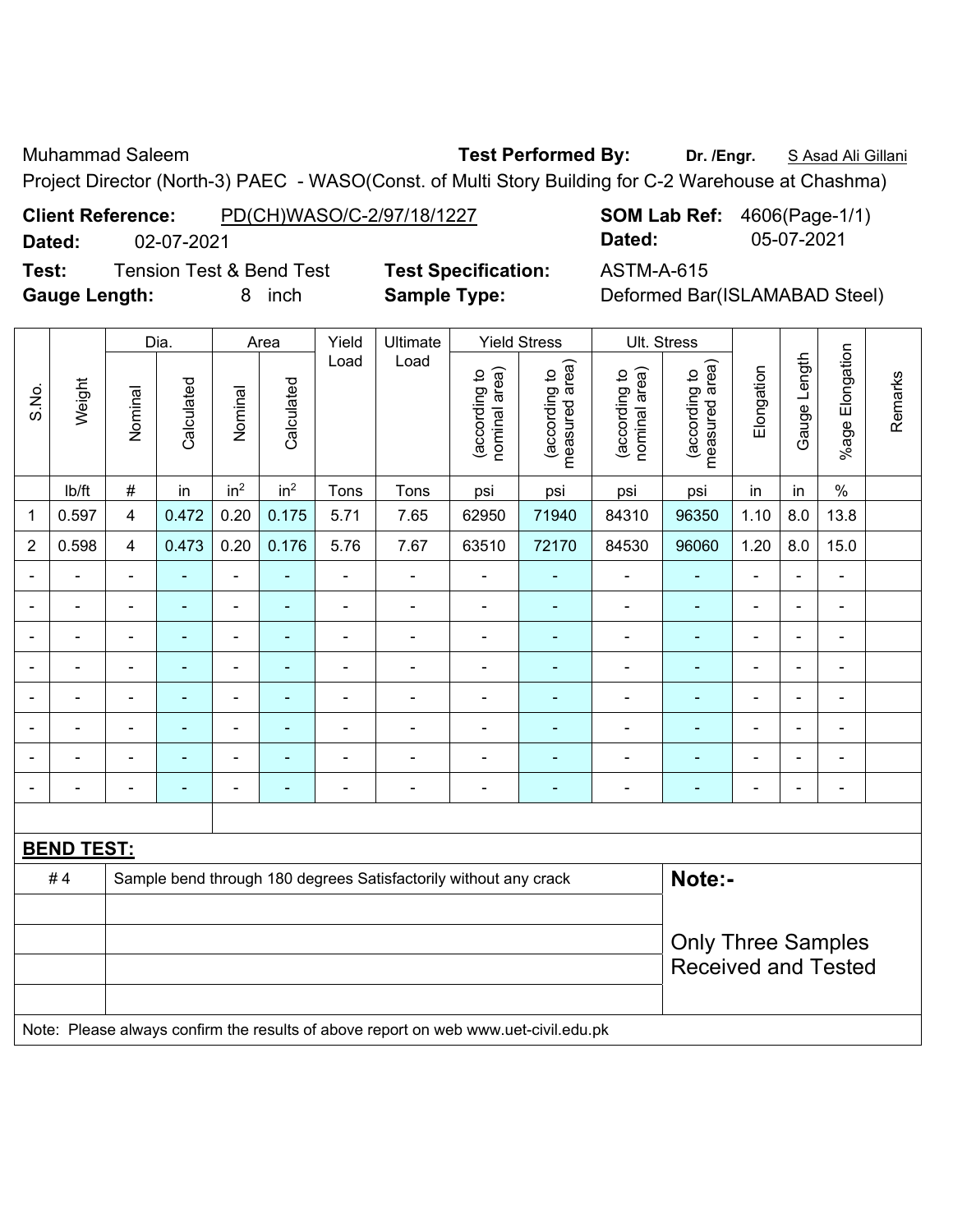Muhammad Saleem **Test Performed By:** **Dr. /Engr.** S Asad Ali Gillani

Project Director (North-3) PAEC - WASO(Const. of Multi Story Building for C-2 Warehouse at Chashma)

**Client Reference:** PD(CH)WASO/C-2/97/18/1227 **SOM Lab Ref:** 4606(Page-1/1)

**Dated:** 02-07-2021 **Dated:** 05-07-2021

**Test:** Tension Test & Bend Test **Test Specification:** ASTM-A-615

**Gauge Length:** 8 inch **Sample Type:** Deformed Bar(ISLAMABAD Steel)

| S.No. | Weight | Dia. | | Area | | Yield Load | Ultimate Load | Yield Stress | | Ult. Stress | | Elongation | Gauge Length | %age Elongation | Remarks |
|---|---|---|---|---|---|---|---|---|---|---|---|---|---|---|---|
| | | Nominal | Calculated | Nominal | Calculated | | | (according to nominal area) | (according to measured area) | (according to nominal area) | (according to measured area) | | | | |
| | lb/ft | # | in | in² | in² | Tons | Tons | psi | psi | psi | psi | in | in | % | |
| 1 | 0.597 | 4 | 0.472 | 0.20 | 0.175 | 5.71 | 7.65 | 62950 | 71940 | 84310 | 96350 | 1.10 | 8.0 | 13.8 | |
| 2 | 0.598 | 4 | 0.473 | 0.20 | 0.176 | 5.76 | 7.67 | 63510 | 72170 | 84530 | 96060 | 1.20 | 8.0 | 15.0 | |
| - | - | - | - | - | - | - | - | - | - | - | - | - | - | - | |
| - | - | - | - | - | - | - | - | - | - | - | - | - | - | - | |
| - | - | - | - | - | - | - | - | - | - | - | - | - | - | - | |
| - | - | - | - | - | - | - | - | - | - | - | - | - | - | - | |
| - | - | - | - | - | - | - | - | - | - | - | - | - | - | - | |
| - | - | - | - | - | - | - | - | - | - | - | - | - | - | - | |
| - | - | - | - | - | - | - | - | - | - | - | - | - | - | - | |
| - | - | - | - | - | - | - | - | - | - | - | - | - | - | - | |

**BEND TEST:**

| | | |
|---|---|---|
| # 4 | Sample bend through 180 degrees Satisfactorily without any crack | **Note:-** |
| | | Only Three Samples Received and Tested |

Note: Please always confirm the results of above report on web www.uet-civil.edu.pk